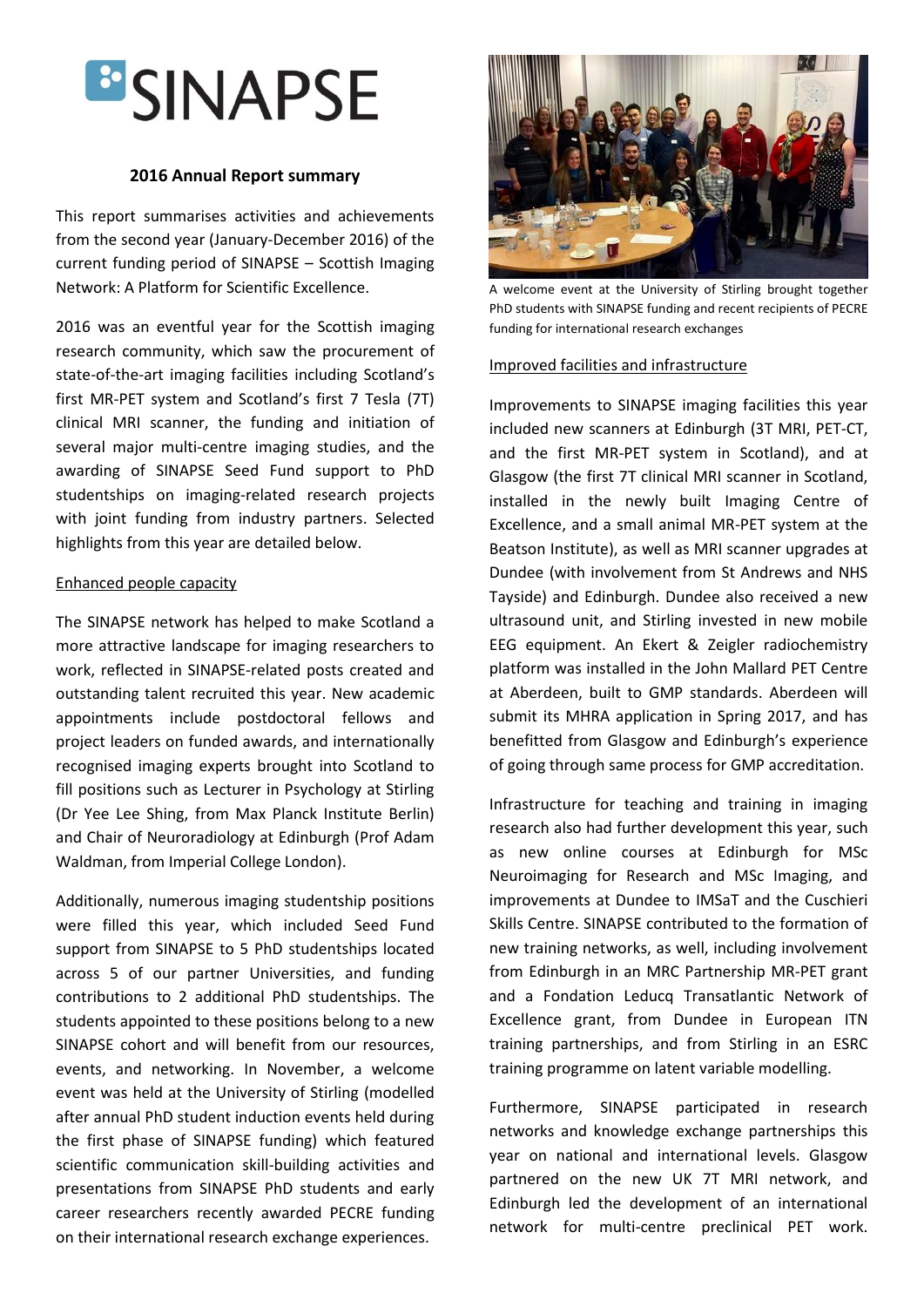# SINAPSE

## 2016 Annual Report summary

This report summarises activities and achievements from the second year (January-December 2016) of the current funding period of SINAPSE – Scottish Imaging Network: A Platform for Scientific Excellence.

2016 was an eventful year for the Scottish imaging research community, which saw the procurement of state-of-the-art imaging facilities including Scotland's first MR-PET system and Scotland's first 7 Tesla (7T) clinical MRI scanner, the funding and initiation of several major multi-centre imaging studies, and the awarding of SINAPSE Seed Fund support to PhD studentships on imaging-related research projects with joint funding from industry partners. Selected highlights from this year are detailed below.

### Enhanced people capacity

The SINAPSE network has helped to make Scotland a more attractive landscape for imaging researchers to work, reflected in SINAPSE-related posts created and outstanding talent recruited this year. New academic appointments include postdoctoral fellows and project leaders on funded awards, and internationally recognised imaging experts brought into Scotland to fill positions such as Lecturer in Psychology at Stirling (Dr Yee Lee Shing, from Max Planck Institute Berlin) and Chair of Neuroradiology at Edinburgh (Prof Adam Waldman, from Imperial College London).

Additionally, numerous imaging studentship positions were filled this year, which included Seed Fund support from SINAPSE to 5 PhD studentships located across 5 of our partner Universities, and funding contributions to 2 additional PhD studentships. The students appointed to these positions belong to a new SINAPSE cohort and will benefit from our resources, events, and networking. In November, a welcome event was held at the University of Stirling (modelled after annual PhD student induction events held during the first phase of SINAPSE funding) which featured scientific communication skill-building activities and presentations from SINAPSE PhD students and early career researchers recently awarded PECRE funding on their international research exchange experiences.

A welcome event at the University of Stirling brought together PhD students with SINAPSE funding and recent recipients of PECRE funding for international research exchanges

### Improved facilities and infrastructure

Improvements to SINAPSE imaging facilities this year included new scanners at Edinburgh (3T MRI, PET-CT, and the first MR-PET system in Scotland), and at Glasgow (the first 7T clinical MRI scanner in Scotland, installed in the newly built Imaging Centre of Excellence, and a small animal MR-PET system at the Beatson Institute), as well as MRI scanner upgrades at Dundee (with involvement from St Andrews and NHS Tayside) and Edinburgh. Dundee also received a new ultrasound unit, and Stirling invested in new mobile EEG equipment. An Ekert & Zeigler radiochemistry platform was installed in the John Mallard PET Centre at Aberdeen, built to GMP standards. Aberdeen will submit its MHRA application in Spring 2017, and has benefitted from Glasgow and Edinburgh's experience of going through same process for GMP accreditation.

Infrastructure for teaching and training in imaging research also had further development this year, such as new online courses at Edinburgh for MSc Neuroimaging for Research and MSc Imaging, and improvements at Dundee to IMSaT and the Cuschieri Skills Centre. SINAPSE contributed to the formation of new training networks, as well, including involvement from Edinburgh in an MRC Partnership MR-PET grant and a Fondation Leducq Transatlantic Network of Excellence grant, from Dundee in European ITN training partnerships, and from Stirling in an ESRC training programme on latent variable modelling.

Furthermore, SINAPSE participated in research networks and knowledge exchange partnerships this year on national and international levels. Glasgow partnered on the new UK 7T MRI network, and Edinburgh led the development of an international network for multi-centre preclinical PET work.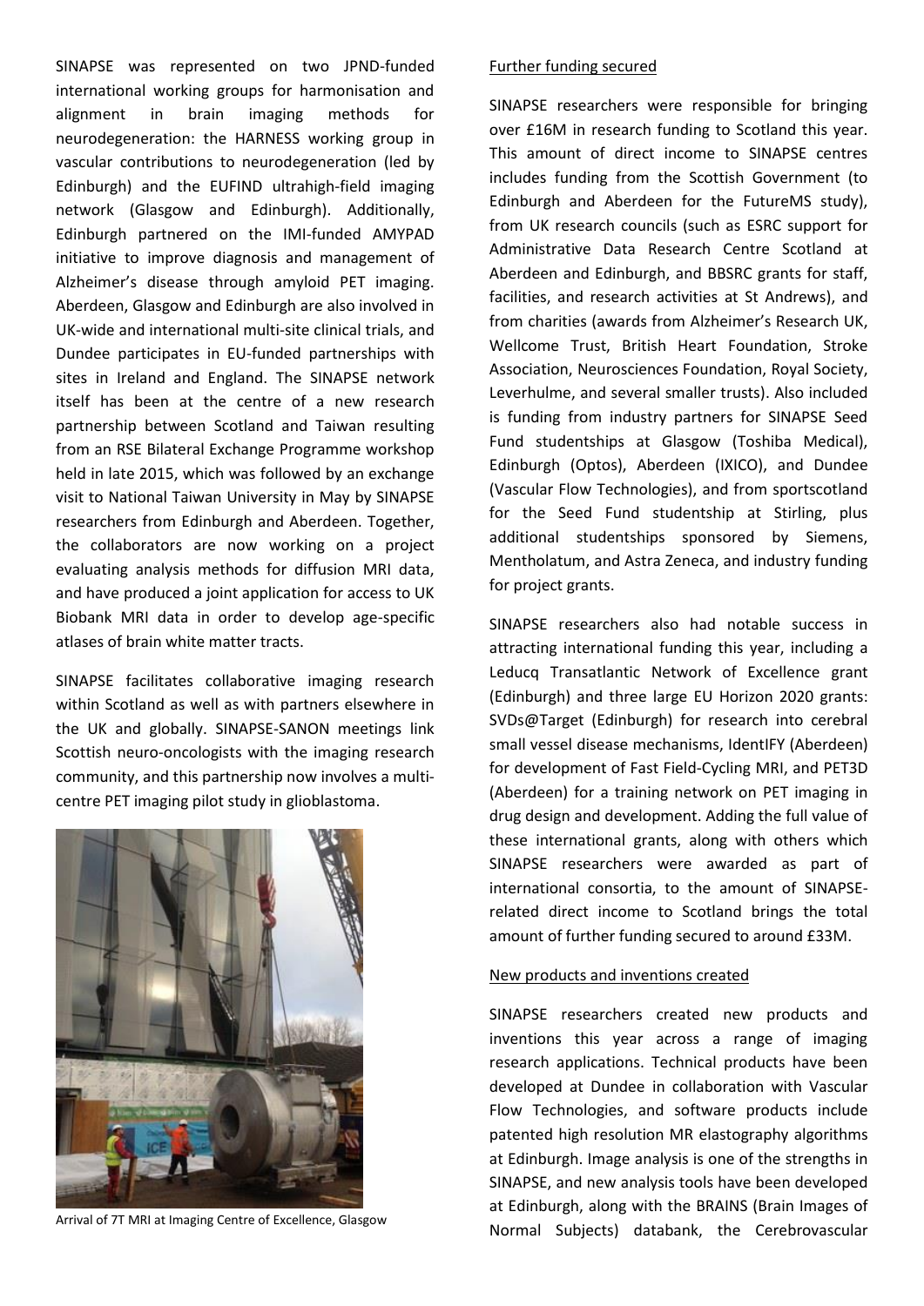SINAPSE was represented on two JPND-funded international working groups for harmonisation and alignment in brain imaging methods for neurodegeneration: the HARNESS working group in vascular contributions to neurodegeneration (led by Edinburgh) and the EUFIND ultrahigh-field imaging network (Glasgow and Edinburgh). Additionally, Edinburgh partnered on the IMI-funded AMYPAD initiative to improve diagnosis and management of Alzheimer's disease through amyloid PET imaging. Aberdeen, Glasgow and Edinburgh are also involved in UK-wide and international multi-site clinical trials, and Dundee participates in EU-funded partnerships with sites in Ireland and England. The SINAPSE network itself has been at the centre of a new research partnership between Scotland and Taiwan resulting from an RSE Bilateral Exchange Programme workshop held in late 2015, which was followed by an exchange visit to National Taiwan University in May by SINAPSE researchers from Edinburgh and Aberdeen. Together, the collaborators are now working on a project evaluating analysis methods for diffusion MRI data, and have produced a joint application for access to UK Biobank MRI data in order to develop age-specific atlases of brain white matter tracts.

SINAPSE facilitates collaborative imaging research within Scotland as well as with partners elsewhere in the UK and globally. SINAPSE-SANON meetings link Scottish neuro-oncologists with the imaging research community, and this partnership now involves a multi-centre PET imaging pilot study in glioblastoma.

Arrival of 7T MRI at Imaging Centre of Excellence, Glasgow

## Further funding secured

SINAPSE researchers were responsible for bringing over £16M in research funding to Scotland this year. This amount of direct income to SINAPSE centres includes funding from the Scottish Government (to Edinburgh and Aberdeen for the FutureMS study), from UK research councils (such as ESRC support for Administrative Data Research Centre Scotland at Aberdeen and Edinburgh, and BBSRC grants for staff, facilities, and research activities at St Andrews), and from charities (awards from Alzheimer's Research UK, Wellcome Trust, British Heart Foundation, Stroke Association, Neurosciences Foundation, Royal Society, Leverhulme, and several smaller trusts). Also included is funding from industry partners for SINAPSE Seed Fund studentships at Glasgow (Toshiba Medical), Edinburgh (Optos), Aberdeen (IXICO), and Dundee (Vascular Flow Technologies), and from sportscotland for the Seed Fund studentship at Stirling, plus additional studentships sponsored by Siemens, Mentholatum, and Astra Zeneca, and industry funding for project grants.

SINAPSE researchers also had notable success in attracting international funding this year, including a Leducq Transatlantic Network of Excellence grant (Edinburgh) and three large EU Horizon 2020 grants: SVDs@Target (Edinburgh) for research into cerebral small vessel disease mechanisms, IdentIFY (Aberdeen) for development of Fast Field-Cycling MRI, and PET3D (Aberdeen) for a training network on PET imaging in drug design and development. Adding the full value of these international grants, along with others which SINAPSE researchers were awarded as part of international consortia, to the amount of SINAPSE-related direct income to Scotland brings the total amount of further funding secured to around £33M.

## New products and inventions created

SINAPSE researchers created new products and inventions this year across a range of imaging research applications. Technical products have been developed at Dundee in collaboration with Vascular Flow Technologies, and software products include patented high resolution MR elastography algorithms at Edinburgh. Image analysis is one of the strengths in SINAPSE, and new analysis tools have been developed at Edinburgh, along with the BRAINS (Brain Images of Normal Subjects) databank, the Cerebrovascular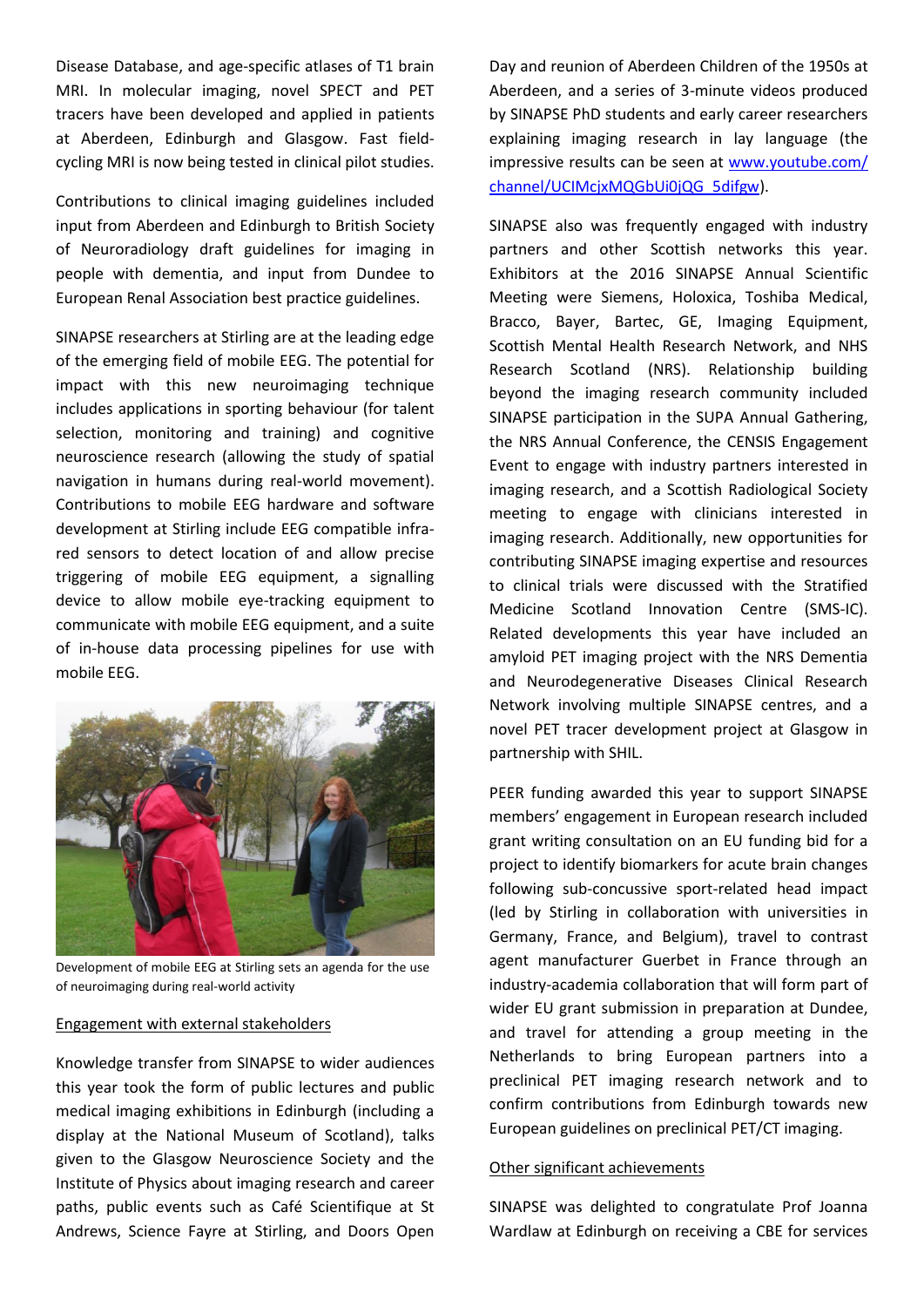Disease Database, and age-specific atlases of T1 brain MRI. In molecular imaging, novel SPECT and PET tracers have been developed and applied in patients at Aberdeen, Edinburgh and Glasgow. Fast field-cycling MRI is now being tested in clinical pilot studies.

Contributions to clinical imaging guidelines included input from Aberdeen and Edinburgh to British Society of Neuroradiology draft guidelines for imaging in people with dementia, and input from Dundee to European Renal Association best practice guidelines.

SINAPSE researchers at Stirling are at the leading edge of the emerging field of mobile EEG. The potential for impact with this new neuroimaging technique includes applications in sporting behaviour (for talent selection, monitoring and training) and cognitive neuroscience research (allowing the study of spatial navigation in humans during real-world movement). Contributions to mobile EEG hardware and software development at Stirling include EEG compatible infra-red sensors to detect location of and allow precise triggering of mobile EEG equipment, a signalling device to allow mobile eye-tracking equipment to communicate with mobile EEG equipment, and a suite of in-house data processing pipelines for use with mobile EEG.

Development of mobile EEG at Stirling sets an agenda for the use of neuroimaging during real-world activity

## Engagement with external stakeholders

Knowledge transfer from SINAPSE to wider audiences this year took the form of public lectures and public medical imaging exhibitions in Edinburgh (including a display at the National Museum of Scotland), talks given to the Glasgow Neuroscience Society and the Institute of Physics about imaging research and career paths, public events such as Café Scientifique at St Andrews, Science Fayre at Stirling, and Doors Open Day and reunion of Aberdeen Children of the 1950s at Aberdeen, and a series of 3-minute videos produced by SINAPSE PhD students and early career researchers explaining imaging research in lay language (the impressive results can be seen at www.youtube.com/channel/UCIMcjxMQGbUi0jQG_5difgw).

SINAPSE also was frequently engaged with industry partners and other Scottish networks this year. Exhibitors at the 2016 SINAPSE Annual Scientific Meeting were Siemens, Holoxica, Toshiba Medical, Bracco, Bayer, Bartec, GE, Imaging Equipment, Scottish Mental Health Research Network, and NHS Research Scotland (NRS). Relationship building beyond the imaging research community included SINAPSE participation in the SUPA Annual Gathering, the NRS Annual Conference, the CENSIS Engagement Event to engage with industry partners interested in imaging research, and a Scottish Radiological Society meeting to engage with clinicians interested in imaging research. Additionally, new opportunities for contributing SINAPSE imaging expertise and resources to clinical trials were discussed with the Stratified Medicine Scotland Innovation Centre (SMS-IC). Related developments this year have included an amyloid PET imaging project with the NRS Dementia and Neurodegenerative Diseases Clinical Research Network involving multiple SINAPSE centres, and a novel PET tracer development project at Glasgow in partnership with SHIL.

PEER funding awarded this year to support SINAPSE members' engagement in European research included grant writing consultation on an EU funding bid for a project to identify biomarkers for acute brain changes following sub-concussive sport-related head impact (led by Stirling in collaboration with universities in Germany, France, and Belgium), travel to contrast agent manufacturer Guerbet in France through an industry-academia collaboration that will form part of wider EU grant submission in preparation at Dundee, and travel for attending a group meeting in the Netherlands to bring European partners into a preclinical PET imaging research network and to confirm contributions from Edinburgh towards new European guidelines on preclinical PET/CT imaging.

## Other significant achievements

SINAPSE was delighted to congratulate Prof Joanna Wardlaw at Edinburgh on receiving a CBE for services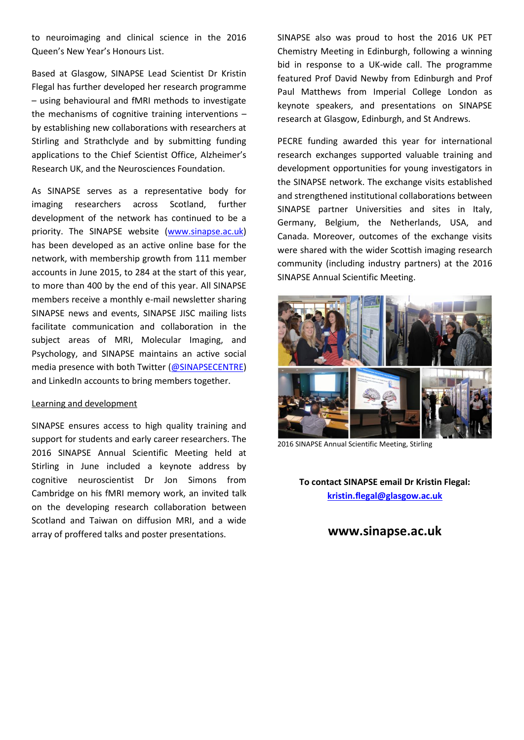to neuroimaging and clinical science in the 2016 Queen's New Year's Honours List.

Based at Glasgow, SINAPSE Lead Scientist Dr Kristin Flegal has further developed her research programme – using behavioural and fMRI methods to investigate the mechanisms of cognitive training interventions – by establishing new collaborations with researchers at Stirling and Strathclyde and by submitting funding applications to the Chief Scientist Office, Alzheimer's Research UK, and the Neurosciences Foundation.

As SINAPSE serves as a representative body for imaging researchers across Scotland, further development of the network has continued to be a priority. The SINAPSE website (www.sinapse.ac.uk) has been developed as an active online base for the network, with membership growth from 111 member accounts in June 2015, to 284 at the start of this year, to more than 400 by the end of this year. All SINAPSE members receive a monthly e-mail newsletter sharing SINAPSE news and events, SINAPSE JISC mailing lists facilitate communication and collaboration in the subject areas of MRI, Molecular Imaging, and Psychology, and SINAPSE maintains an active social media presence with both Twitter (@SINAPSECENTRE) and LinkedIn accounts to bring members together.

Learning and development

SINAPSE ensures access to high quality training and support for students and early career researchers. The 2016 SINAPSE Annual Scientific Meeting held at Stirling in June included a keynote address by cognitive neuroscientist Dr Jon Simons from Cambridge on his fMRI memory work, an invited talk on the developing research collaboration between Scotland and Taiwan on diffusion MRI, and a wide array of proffered talks and poster presentations.

SINAPSE also was proud to host the 2016 UK PET Chemistry Meeting in Edinburgh, following a winning bid in response to a UK-wide call. The programme featured Prof David Newby from Edinburgh and Prof Paul Matthews from Imperial College London as keynote speakers, and presentations on SINAPSE research at Glasgow, Edinburgh, and St Andrews.

PECRE funding awarded this year for international research exchanges supported valuable training and development opportunities for young investigators in the SINAPSE network. The exchange visits established and strengthened institutional collaborations between SINAPSE partner Universities and sites in Italy, Germany, Belgium, the Netherlands, USA, and Canada. Moreover, outcomes of the exchange visits were shared with the wider Scottish imaging research community (including industry partners) at the 2016 SINAPSE Annual Scientific Meeting.

2016 SINAPSE Annual Scientific Meeting, Stirling

**To contact SINAPSE email Dr Kristin Flegal: kristin.flegal@glasgow.ac.uk**

## www.sinapse.ac.uk